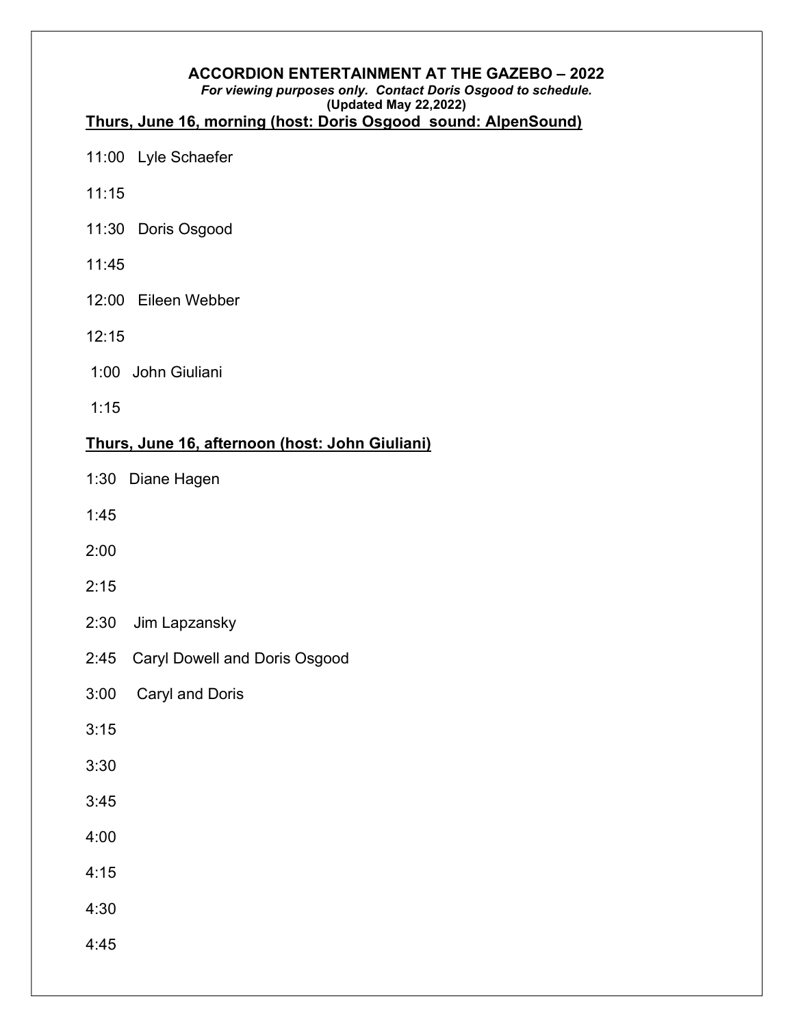# ACCORDION ENTERTAINMENT AT THE GAZEBO – 2022

***For viewing purposes only. Contact Doris Osgood to schedule.***

**(Updated May 22,2022)**

## Thurs, June 16, morning (host: Doris Osgood sound: AlpenSound)

11:00 Lyle Schaefer

11:15

11:30 Doris Osgood

11:45

12:00 Eileen Webber

12:15

1:00 John Giuliani

1:15

## Thurs, June 16, afternoon (host: John Giuliani)

1:30 Diane Hagen

1:45

2:00

2:15

2:30 Jim Lapzansky

2:45 Caryl Dowell and Doris Osgood

3:00 Caryl and Doris

3:15

3:30

3:45

4:00

4:15

4:30

4:45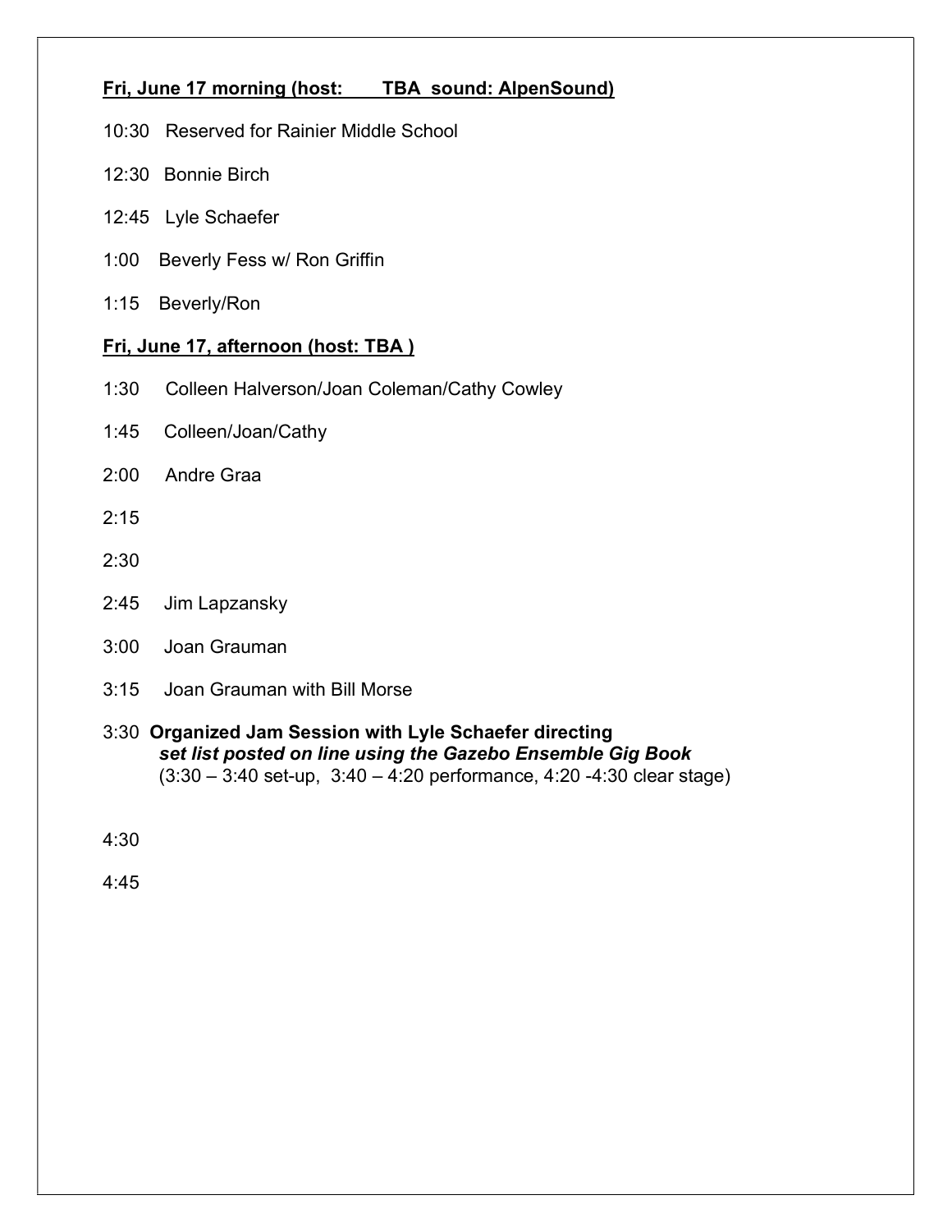**Fri, June 17 morning (host: TBA sound: AlpenSound)**

10:30 Reserved for Rainier Middle School

12:30 Bonnie Birch

12:45 Lyle Schaefer

1:00 Beverly Fess w/ Ron Griffin

1:15 Beverly/Ron

**Fri, June 17, afternoon (host: TBA )**

1:30 Colleen Halverson/Joan Coleman/Cathy Cowley

1:45 Colleen/Joan/Cathy

2:00 Andre Graa

2:15

2:30

2:45 Jim Lapzansky

3:00 Joan Grauman

3:15 Joan Grauman with Bill Morse

3:30 **Organized Jam Session with Lyle Schaefer directing**
***set list posted on line using the Gazebo Ensemble Gig Book***
(3:30 – 3:40 set-up, 3:40 – 4:20 performance, 4:20 -4:30 clear stage)

4:30

4:45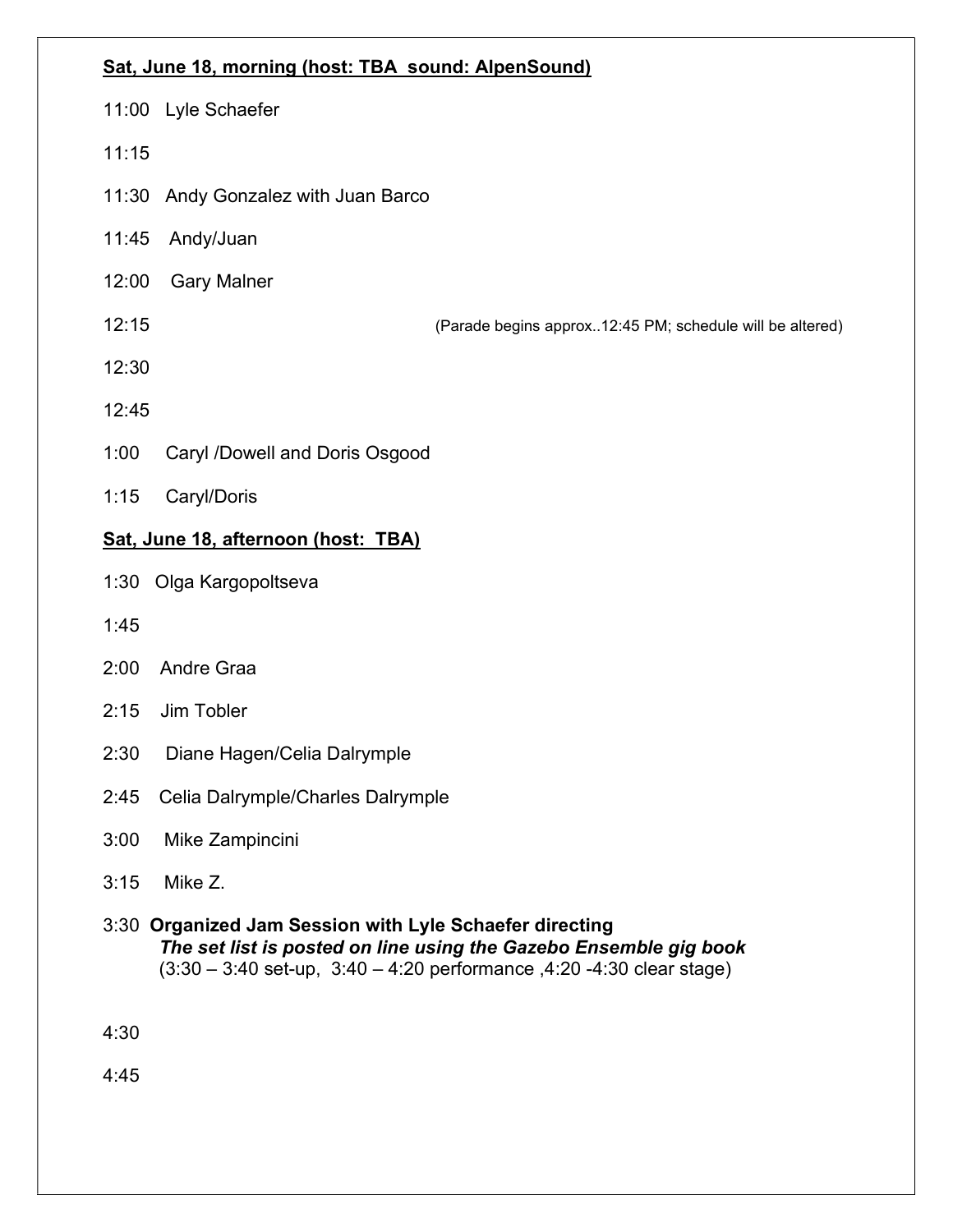**Sat, June 18, morning (host: TBA sound: AlpenSound)**

11:00 Lyle Schaefer

11:15

11:30 Andy Gonzalez with Juan Barco

11:45 Andy/Juan

12:00 Gary Malner

12:15 (Parade begins approx..12:45 PM; schedule will be altered)

12:30

12:45

1:00 Caryl /Dowell and Doris Osgood

1:15 Caryl/Doris

**Sat, June 18, afternoon (host: TBA)**

1:30 Olga Kargopoltseva

1:45

2:00 Andre Graa

2:15 Jim Tobler

2:30 Diane Hagen/Celia Dalrymple

2:45 Celia Dalrymple/Charles Dalrymple

3:00 Mike Zampincini

3:15 Mike Z.

3:30 **Organized Jam Session with Lyle Schaefer directing**
***The set list is posted on line using the Gazebo Ensemble gig book***
(3:30 – 3:40 set-up, 3:40 – 4:20 performance ,4:20 -4:30 clear stage)

4:30

4:45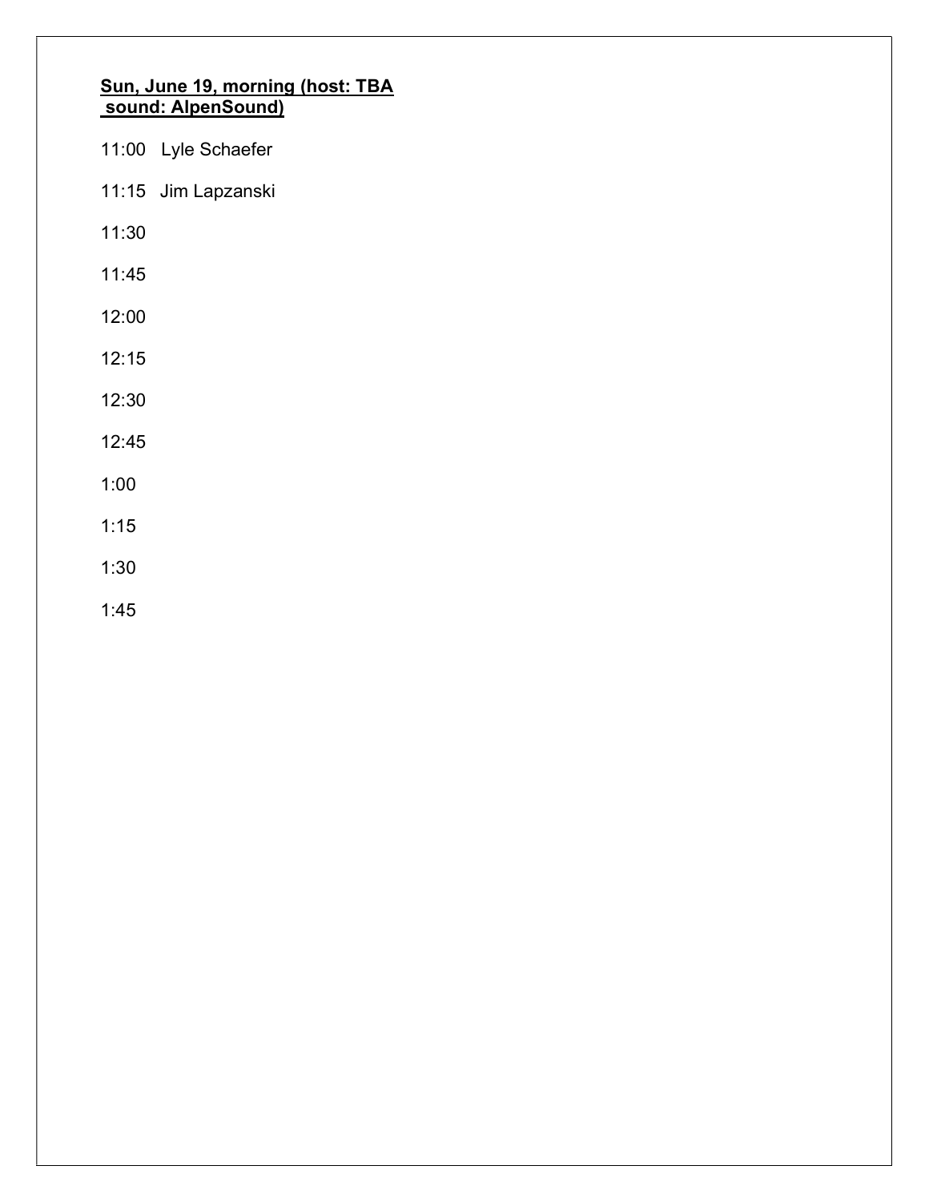**<u>Sun, June 19, morning (host: TBA sound: AlpenSound)</u>**

11:00 Lyle Schaefer

11:15 Jim Lapzanski

11:30

11:45

12:00

12:15

12:30

12:45

1:00

1:15

1:30

1:45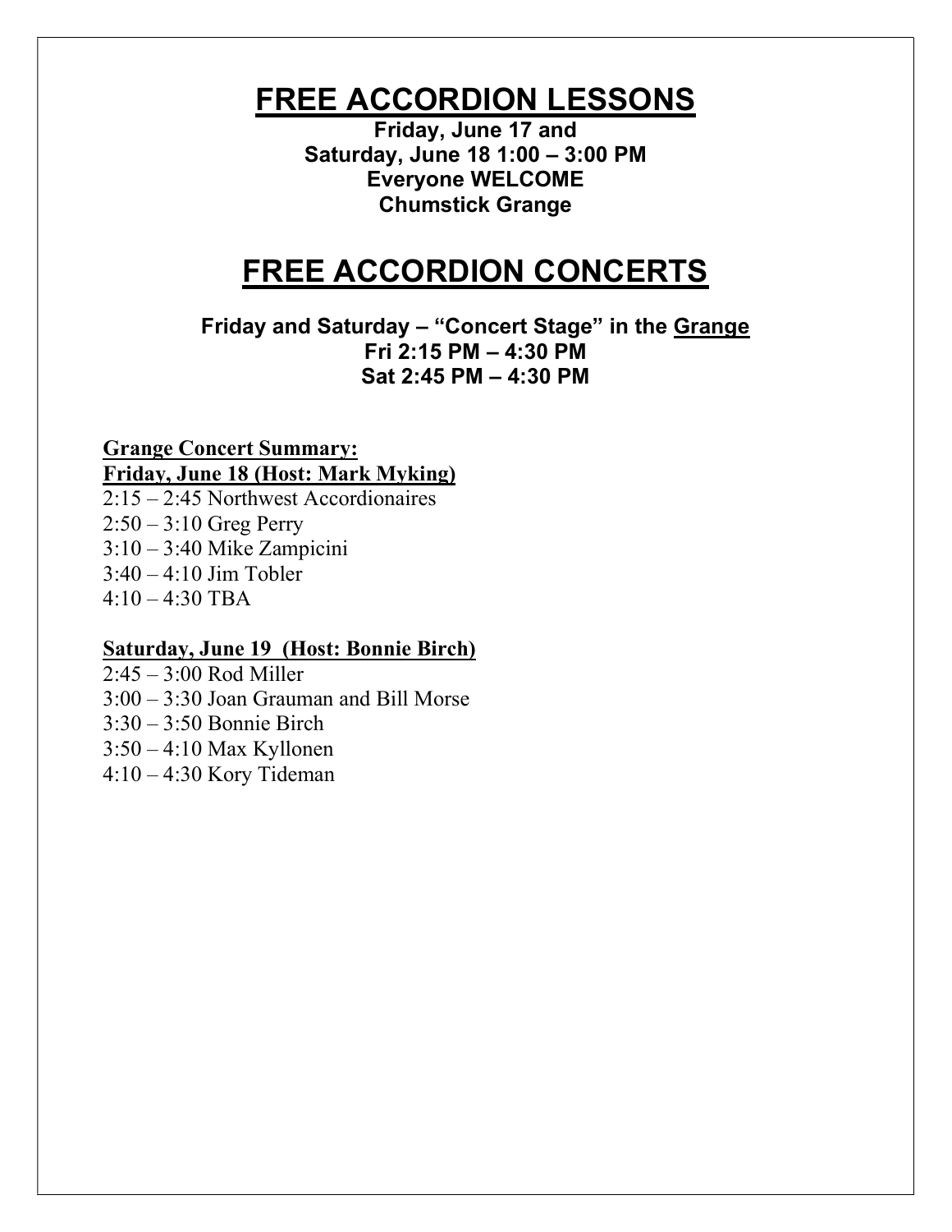# FREE ACCORDION LESSONS

**Friday, June 17 and**
**Saturday, June 18 1:00 – 3:00 PM**
**Everyone WELCOME**
**Chumstick Grange**

# FREE ACCORDION CONCERTS

**Friday and Saturday – "Concert Stage" in the Grange**
**Fri 2:15 PM – 4:30 PM**
**Sat 2:45 PM – 4:30 PM**

**Grange Concert Summary:**
**Friday, June 18 (Host: Mark Myking)**

2:15 – 2:45 Northwest Accordionaires
2:50 – 3:10 Greg Perry
3:10 – 3:40 Mike Zampicini
3:40 – 4:10 Jim Tobler
4:10 – 4:30 TBA

**Saturday, June 19 (Host: Bonnie Birch)**

2:45 – 3:00 Rod Miller
3:00 – 3:30 Joan Grauman and Bill Morse
3:30 – 3:50 Bonnie Birch
3:50 – 4:10 Max Kyllonen
4:10 – 4:30 Kory Tideman